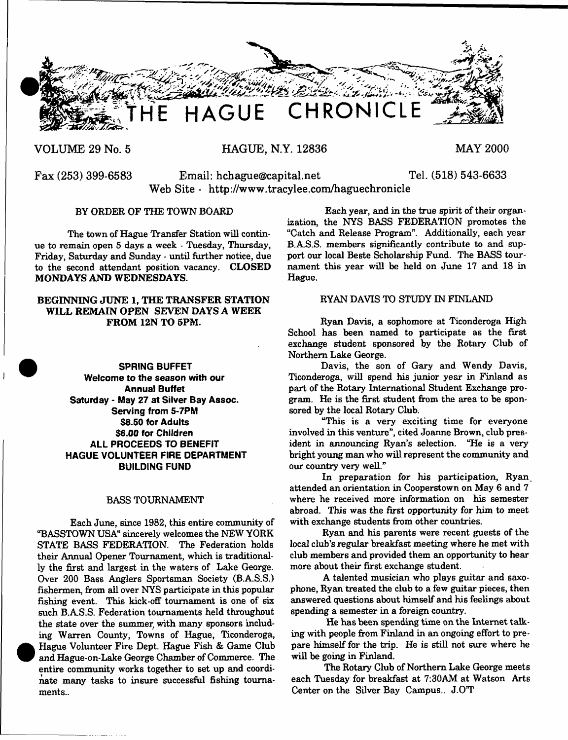# THE HAGUE CHRONICLE

VOLUME 29 No. 5 HAGUE, N.Y. 12836 MAY 2000

Fax (253) 399-6583 Email: hchague@capital.net Tel. (518) 543-6633
Web Site - http://www.tracylee.com/haguechronicle

## BY ORDER OF THE TOWN BOARD

The town of Hague Transfer Station will continue to remain open 5 days a week - Tuesday, Thursday, Friday, Saturday and Sunday - until further notice, due to the second attendant position vacancy. **CLOSED MONDAYS AND WEDNESDAYS.**

**BEGINNING JUNE 1, THE TRANSFER STATION WILL REMAIN OPEN SEVEN DAYS A WEEK FROM 12N TO 5PM.**

**SPRING BUFFET**
**Welcome to the season with our Annual Buffet**
**Saturday - May 27 at Silver Bay Assoc.**
**Serving from 5-7PM**
**$8.50 for Adults**
**$6.00 for Children**
**ALL PROCEEDS TO BENEFIT HAGUE VOLUNTEER FIRE DEPARTMENT BUILDING FUND**

## BASS TOURNAMENT

Each June, since 1982, this entire community of "BASSTOWN USA" sincerely welcomes the NEW YORK STATE BASS FEDERATION. The Federation holds their Annual Opener Tournament, which is traditionally the first and largest in the waters of Lake George. Over 200 Bass Anglers Sportsman Society (B.A.S.S.) fishermen, from all over NYS participate in this popular fishing event. This kick-off tournament is one of six such B.A.S.S. Federation tournaments held throughout the state over the summer, with many sponsors including Warren County, Towns of Hague, Ticonderoga, Hague Volunteer Fire Dept. Hague Fish & Game Club and Hague-on-Lake George Chamber of Commerce. The entire community works together to set up and coordinate many tasks to insure successful fishing tournaments..

Each year, and in the true spirit of their organization, the NYS BASS FEDERATION promotes the "Catch and Release Program". Additionally, each year B.A.S.S. members significantly contribute to and support our local Beste Scholarship Fund. The BASS tournament this year will be held on June 17 and 18 in Hague.

## RYAN DAVIS TO STUDY IN FINLAND

Ryan Davis, a sophomore at Ticonderoga High School has been named to participate as the first exchange student sponsored by the Rotary Club of Northern Lake George.

Davis, the son of Gary and Wendy Davis, Ticonderoga, will spend his junior year in Finland as part of the Rotary International Student Exchange program. He is the first student from the area to be sponsored by the local Rotary Club.

"This is a very exciting time for everyone involved in this venture", cited Joanne Brown, club president in announcing Ryan's selection. "He is a very bright young man who will represent the community and our country very well."

In preparation for his participation, Ryan attended an orientation in Cooperstown on May 6 and 7 where he received more information on his semester abroad. This was the first opportunity for him to meet with exchange students from other countries.

Ryan and his parents were recent guests of the local club's regular breakfast meeting where he met with club members and provided them an opportunity to hear more about their first exchange student.

A talented musician who plays guitar and saxophone, Ryan treated the club to a few guitar pieces, then answered questions about himself and his feelings about spending a semester in a foreign country.

He has been spending time on the Internet talking with people from Finland in an ongoing effort to prepare himself for the trip. He is still not sure where he will be going in Finland.

The Rotary Club of Northern Lake George meets each Tuesday for breakfast at 7:30AM at Watson Arts Center on the Silver Bay Campus.. J.O'T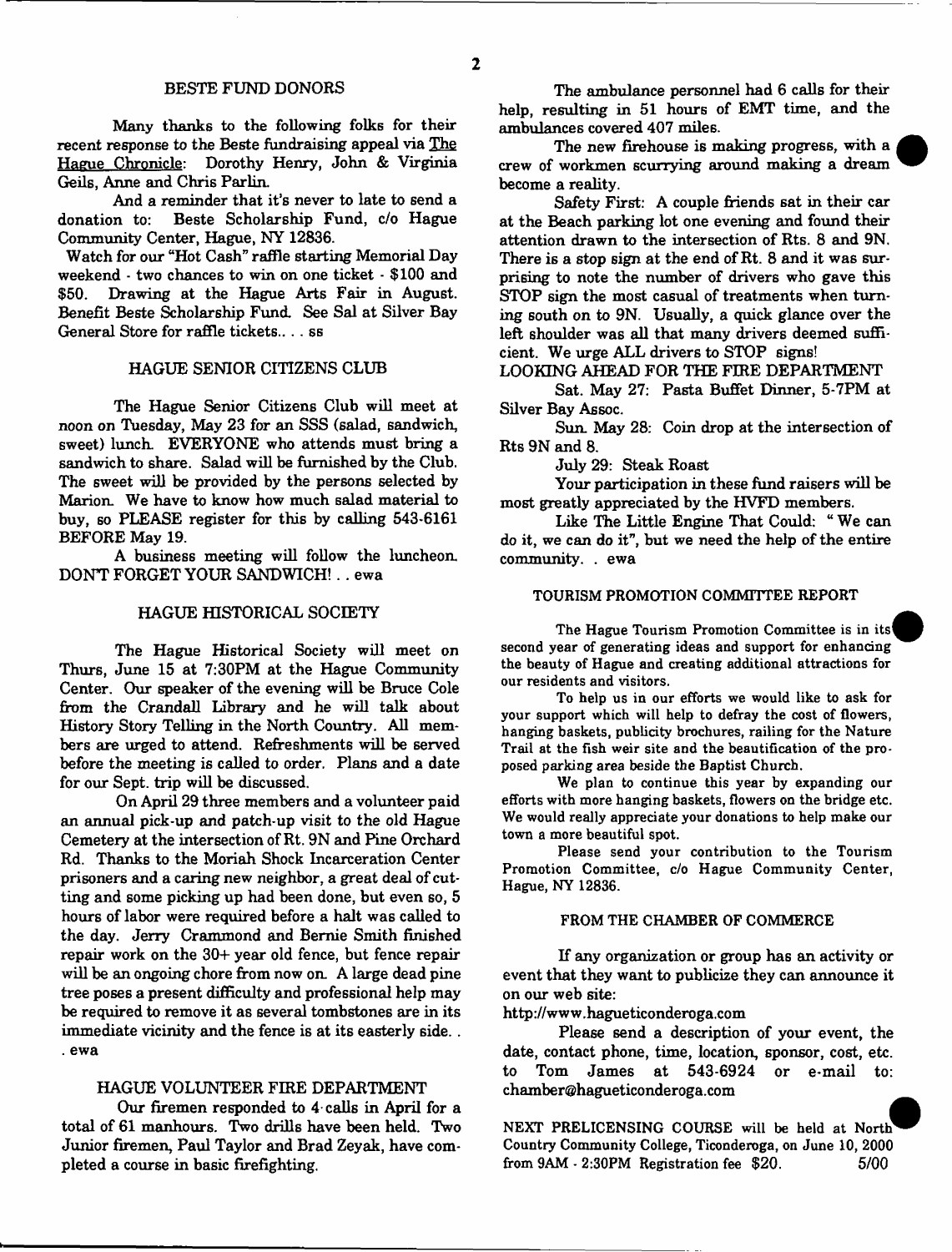## BESTE FUND DONORS

Many thanks to the following folks for their recent response to the Beste fundraising appeal via The Hague Chronicle: Dorothy Henry, John & Virginia Geils, Anne and Chris Parlin.

And a reminder that it's never to late to send a donation to: Beste Scholarship Fund, c/o Hague Community Center, Hague, NY 12836.

Watch for our "Hot Cash" raffle starting Memorial Day weekend - two chances to win on one ticket - $100 and $50. Drawing at the Hague Arts Fair in August. Benefit Beste Scholarship Fund. See Sal at Silver Bay General Store for raffle tickets.. . . ss

## HAGUE SENIOR CITIZENS CLUB

The Hague Senior Citizens Club will meet at noon on Tuesday, May 23 for an SSS (salad, sandwich, sweet) lunch. EVERYONE who attends must bring a sandwich to share. Salad will be furnished by the Club. The sweet will be provided by the persons selected by Marion. We have to know how much salad material to buy, so PLEASE register for this by calling 543-6161 BEFORE May 19.

A business meeting will follow the luncheon. DON'T FORGET YOUR SANDWICH! . . ewa

## HAGUE HISTORICAL SOCIETY

The Hague Historical Society will meet on Thurs, June 15 at 7:30PM at the Hague Community Center. Our speaker of the evening will be Bruce Cole from the Crandall Library and he will talk about History Story Telling in the North Country. All members are urged to attend. Refreshments will be served before the meeting is called to order. Plans and a date for our Sept. trip will be discussed.

On April 29 three members and a volunteer paid an annual pick-up and patch-up visit to the old Hague Cemetery at the intersection of Rt. 9N and Pine Orchard Rd. Thanks to the Moriah Shock Incarceration Center prisoners and a caring new neighbor, a great deal of cutting and some picking up had been done, but even so, 5 hours of labor were required before a halt was called to the day. Jerry Crammond and Bernie Smith finished repair work on the 30+ year old fence, but fence repair will be an ongoing chore from now on. A large dead pine tree poses a present difficulty and professional help may be required to remove it as several tombstones are in its immediate vicinity and the fence is at its easterly side. . . ewa

## HAGUE VOLUNTEER FIRE DEPARTMENT

Our firemen responded to 4 calls in April for a total of 61 manhours. Two drills have been held. Two Junior firemen, Paul Taylor and Brad Zeyak, have completed a course in basic firefighting.

The ambulance personnel had 6 calls for their help, resulting in 51 hours of EMT time, and the ambulances covered 407 miles.

The new firehouse is making progress, with a crew of workmen scurrying around making a dream become a reality.

Safety First: A couple friends sat in their car at the Beach parking lot one evening and found their attention drawn to the intersection of Rts. 8 and 9N. There is a stop sign at the end of Rt. 8 and it was surprising to note the number of drivers who gave this STOP sign the most casual of treatments when turning south on to 9N. Usually, a quick glance over the left shoulder was all that many drivers deemed sufficient. We urge ALL drivers to STOP signs!

LOOKING AHEAD FOR THE FIRE DEPARTMENT

Sat. May 27: Pasta Buffet Dinner, 5-7PM at Silver Bay Assoc.

Sun. May 28: Coin drop at the intersection of Rts 9N and 8.

July 29: Steak Roast

Your participation in these fund raisers will be most greatly appreciated by the HVFD members.

Like The Little Engine That Could: "We can do it, we can do it", but we need the help of the entire community. . ewa

## TOURISM PROMOTION COMMITTEE REPORT

The Hague Tourism Promotion Committee is in its second year of generating ideas and support for enhancing the beauty of Hague and creating additional attractions for our residents and visitors.

To help us in our efforts we would like to ask for your support which will help to defray the cost of flowers, hanging baskets, publicity brochures, railing for the Nature Trail at the fish weir site and the beautification of the proposed parking area beside the Baptist Church.

We plan to continue this year by expanding our efforts with more hanging baskets, flowers on the bridge etc. We would really appreciate your donations to help make our town a more beautiful spot.

Please send your contribution to the Tourism Promotion Committee, c/o Hague Community Center, Hague, NY 12836.

## FROM THE CHAMBER OF COMMERCE

If any organization or group has an activity or event that they want to publicize they can announce it on our web site:

http://www.hagueticonderoga.com

Please send a description of your event, the date, contact phone, time, location, sponsor, cost, etc. to Tom James at 543-6924 or e-mail to: chamber@hagueticonderoga.com

NEXT PRELICENSING COURSE will be held at North Country Community College, Ticonderoga, on June 10, 2000 from 9AM - 2:30PM Registration fee $20. 5/00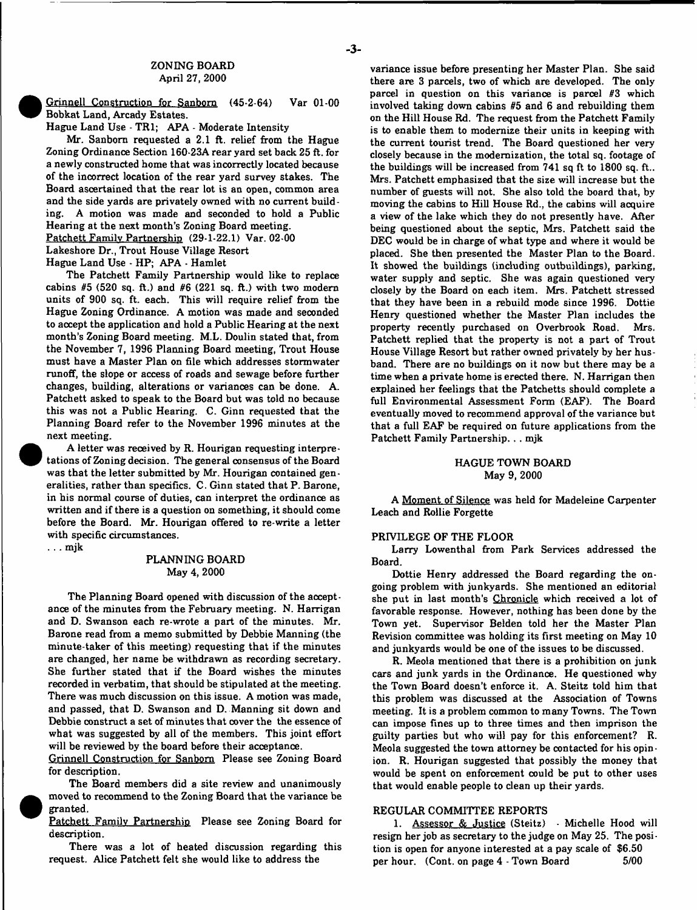## ZONING BOARD
April 27, 2000

Grinnell Construction for Sanborn (45-2-64) Var 01-00 Bobkat Land, Arcady Estates.

Hague Land Use - TR1; APA - Moderate Intensity

Mr. Sanborn requested a 2.1 ft. relief from the Hague Zoning Ordinance Section 160-23A rear yard set back 25 ft. for a newly constructed home that was incorrectly located because of the incorrect location of the rear yard survey stakes. The Board ascertained that the rear lot is an open, common area and the side yards are privately owned with no current building. A motion was made and seconded to hold a Public Hearing at the next month's Zoning Board meeting.

Patchett Family Partnership (29-1-22.1) Var. 02-00

Lakeshore Dr., Trout House Village Resort

Hague Land Use - HP; APA - Hamlet

The Patchett Family Partnership would like to replace cabins #5 (520 sq. ft.) and #6 (221 sq. ft.) with two modern units of 900 sq. ft. each. This will require relief from the Hague Zoning Ordinance. A motion was made and seconded to accept the application and hold a Public Hearing at the next month's Zoning Board meeting. M.L. Doulin stated that, from the November 7, 1996 Planning Board meeting, Trout House must have a Master Plan on file which addresses stormwater runoff, the slope or access of roads and sewage before further changes, building, alterations or variances can be done. A. Patchett asked to speak to the Board but was told no because this was not a Public Hearing. C. Ginn requested that the Planning Board refer to the November 1996 minutes at the next meeting.

A letter was received by R. Hourigan requesting interpretations of Zoning decision. The general consensus of the Board was that the letter submitted by Mr. Hourigan contained generalities, rather than specifics. C. Ginn stated that P. Barone, in his normal course of duties, can interpret the ordinance as written and if there is a question on something, it should come before the Board. Mr. Hourigan offered to re-write a letter with specific circumstances.

. . . mjk

## PLANNING BOARD
May 4, 2000

The Planning Board opened with discussion of the acceptance of the minutes from the February meeting. N. Harrigan and D. Swanson each re-wrote a part of the minutes. Mr. Barone read from a memo submitted by Debbie Manning (the minute-taker of this meeting) requesting that if the minutes are changed, her name be withdrawn as recording secretary. She further stated that if the Board wishes the minutes recorded in verbatim, that should be stipulated at the meeting. There was much discussion on this issue. A motion was made, and passed, that D. Swanson and D. Manning sit down and Debbie construct a set of minutes that cover the the essence of what was suggested by all of the members. This joint effort will be reviewed by the board before their acceptance.

Grinnell Construction for Sanborn Please see Zoning Board for description.

The Board members did a site review and unanimously moved to recommend to the Zoning Board that the variance be granted.

Patchett Family Partnership Please see Zoning Board for description.

There was a lot of heated discussion regarding this request. Alice Patchett felt she would like to address the variance issue before presenting her Master Plan. She said there are 3 parcels, two of which are developed. The only parcel in question on this variance is parcel #3 which involved taking down cabins #5 and 6 and rebuilding them on the Hill House Rd. The request from the Patchett Family is to enable them to modernize their units in keeping with the current tourist trend. The Board questioned her very closely because in the modernization, the total sq. footage of the buildings will be increased from 741 sq ft to 1800 sq. ft.. Mrs. Patchett emphasized that the size will increase but the number of guests will not. She also told the board that, by moving the cabins to Hill House Rd., the cabins will acquire a view of the lake which they do not presently have. After being questioned about the septic, Mrs. Patchett said the DEC would be in charge of what type and where it would be placed. She then presented the Master Plan to the Board. It showed the buildings (including outbuildings), parking, water supply and septic. She was again questioned very closely by the Board on each item. Mrs. Patchett stressed that they have been in a rebuild mode since 1996. Dottie Henry questioned whether the Master Plan includes the property recently purchased on Overbrook Road. Mrs. Patchett replied that the property is not a part of Trout House Village Resort but rather owned privately by her husband. There are no buildings on it now but there may be a time when a private home is erected there. N. Harrigan then explained her feelings that the Patchetts should complete a full Environmental Assessment Form (EAF). The Board eventually moved to recommend approval of the variance but that a full EAF be required on future applications from the Patchett Family Partnership. . . mjk

## HAGUE TOWN BOARD
May 9, 2000

A Moment of Silence was held for Madeleine Carpenter Leach and Rollie Forgette

### PRIVILEGE OF THE FLOOR

Larry Lowenthal from Park Services addressed the Board.

Dottie Henry addressed the Board regarding the ongoing problem with junkyards. She mentioned an editorial she put in last month's *Chronicle* which received a lot of favorable response. However, nothing has been done by the Town yet. Supervisor Belden told her the Master Plan Revision committee was holding its first meeting on May 10 and junkyards would be one of the issues to be discussed.

R. Meola mentioned that there is a prohibition on junk cars and junk yards in the Ordinance. He questioned why the Town Board doesn't enforce it. A. Steitz told him that this problem was discussed at the Association of Towns meeting. It is a problem common to many Towns. The Town can impose fines up to three times and then imprison the guilty parties but who will pay for this enforcement? R. Meola suggested the town attorney be contacted for his opinion. R. Hourigan suggested that possibly the money that would be spent on enforcement could be put to other uses that would enable people to clean up their yards.

### REGULAR COMMITTEE REPORTS

1. Assessor & Justice (Steitz) - Michelle Hood will resign her job as secretary to the judge on May 25. The position is open for anyone interested at a pay scale of $6.50 per hour. (Cont. on page 4 - Town Board 5/00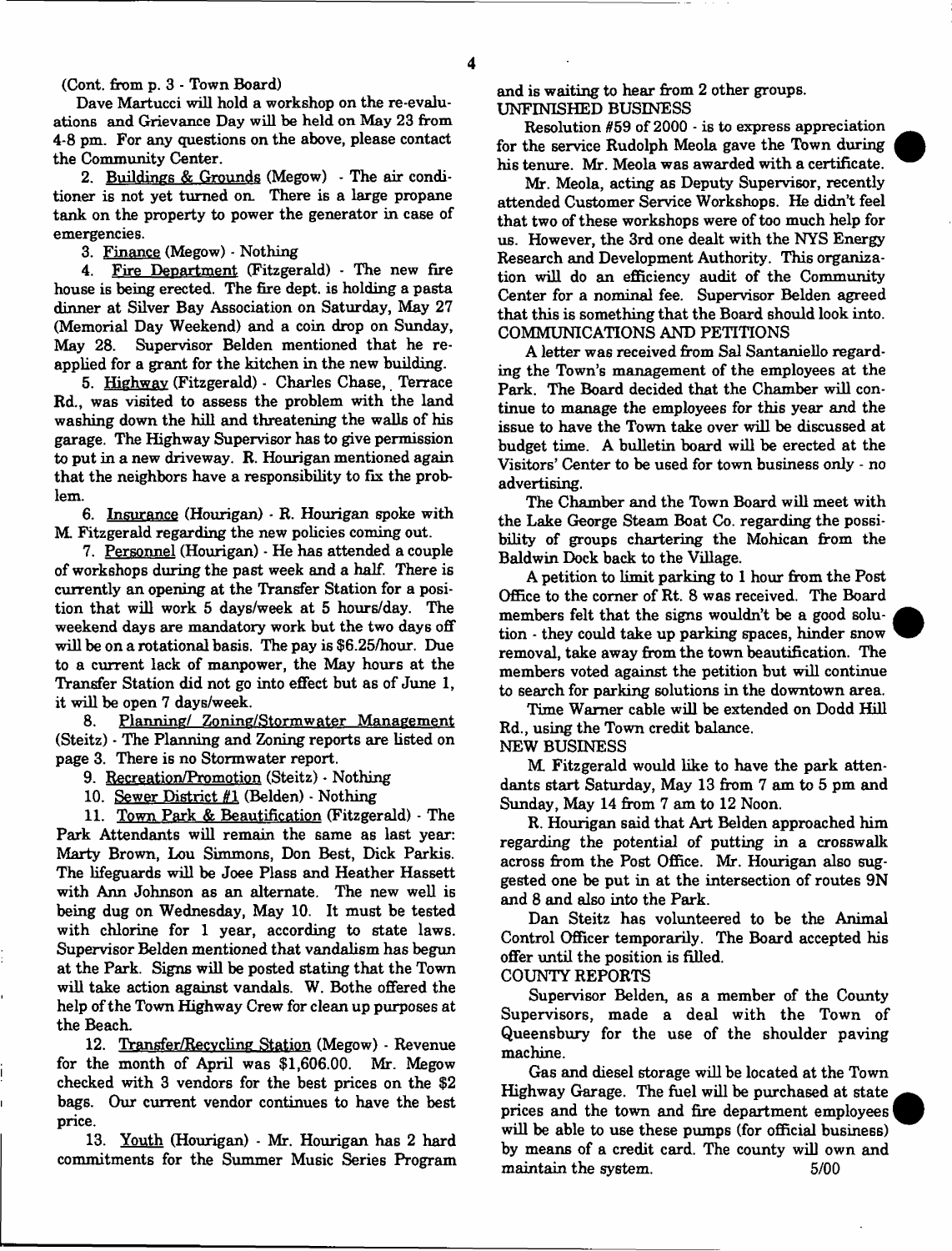(Cont. from p. 3 - Town Board)

Dave Martucci will hold a workshop on the re-evaluations and Grievance Day will be held on May 23 from 4-8 pm. For any questions on the above, please contact the Community Center.

2. Buildings & Grounds (Megow) - The air conditioner is not yet turned on. There is a large propane tank on the property to power the generator in case of emergencies.

3. Finance (Megow) - Nothing

4. Fire Department (Fitzgerald) - The new fire house is being erected. The fire dept. is holding a pasta dinner at Silver Bay Association on Saturday, May 27 (Memorial Day Weekend) and a coin drop on Sunday, May 28. Supervisor Belden mentioned that he re-applied for a grant for the kitchen in the new building.

5. Highway (Fitzgerald) - Charles Chase, Terrace Rd., was visited to assess the problem with the land washing down the hill and threatening the walls of his garage. The Highway Supervisor has to give permission to put in a new driveway. R. Hourigan mentioned again that the neighbors have a responsibility to fix the problem.

6. Insurance (Hourigan) - R. Hourigan spoke with M. Fitzgerald regarding the new policies coming out.

7. Personnel (Hourigan) - He has attended a couple of workshops during the past week and a half. There is currently an opening at the Transfer Station for a position that will work 5 days/week at 5 hours/day. The weekend days are mandatory work but the two days off will be on a rotational basis. The pay is $6.25/hour. Due to a current lack of manpower, the May hours at the Transfer Station did not go into effect but as of June 1, it will be open 7 days/week.

8. Planning/ Zoning/Stormwater Management (Steitz) - The Planning and Zoning reports are listed on page 3. There is no Stormwater report.

9. Recreation/Promotion (Steitz) - Nothing

10. Sewer District #1 (Belden) - Nothing

11. Town Park & Beautification (Fitzgerald) - The Park Attendants will remain the same as last year: Marty Brown, Lou Simmons, Don Best, Dick Parkis. The lifeguards will be Joee Plass and Heather Hassett with Ann Johnson as an alternate. The new well is being dug on Wednesday, May 10. It must be tested with chlorine for 1 year, according to state laws. Supervisor Belden mentioned that vandalism has begun at the Park. Signs will be posted stating that the Town will take action against vandals. W. Bothe offered the help of the Town Highway Crew for clean up purposes at the Beach.

12. Transfer/Recycling Station (Megow) - Revenue for the month of April was $1,606.00. Mr. Megow checked with 3 vendors for the best prices on the $2 bags. Our current vendor continues to have the best price.

13. Youth (Hourigan) - Mr. Hourigan has 2 hard commitments for the Summer Music Series Program and is waiting to hear from 2 other groups.

UNFINISHED BUSINESS

Resolution #59 of 2000 - is to express appreciation for the service Rudolph Meola gave the Town during his tenure. Mr. Meola was awarded with a certificate.

Mr. Meola, acting as Deputy Supervisor, recently attended Customer Service Workshops. He didn't feel that two of these workshops were of too much help for us. However, the 3rd one dealt with the NYS Energy Research and Development Authority. This organization will do an efficiency audit of the Community Center for a nominal fee. Supervisor Belden agreed that this is something that the Board should look into.

COMMUNICATIONS AND PETITIONS

A letter was received from Sal Santaniello regarding the Town's management of the employees at the Park. The Board decided that the Chamber will continue to manage the employees for this year and the issue to have the Town take over will be discussed at budget time. A bulletin board will be erected at the Visitors' Center to be used for town business only - no advertising.

The Chamber and the Town Board will meet with the Lake George Steam Boat Co. regarding the possibility of groups chartering the Mohican from the Baldwin Dock back to the Village.

A petition to limit parking to 1 hour from the Post Office to the corner of Rt. 8 was received. The Board members felt that the signs wouldn't be a good solution - they could take up parking spaces, hinder snow removal, take away from the town beautification. The members voted against the petition but will continue to search for parking solutions in the downtown area.

Time Warner cable will be extended on Dodd Hill Rd., using the Town credit balance.

NEW BUSINESS

M. Fitzgerald would like to have the park attendants start Saturday, May 13 from 7 am to 5 pm and Sunday, May 14 from 7 am to 12 Noon.

R. Hourigan said that Art Belden approached him regarding the potential of putting in a crosswalk across from the Post Office. Mr. Hourigan also suggested one be put in at the intersection of routes 9N and 8 and also into the Park.

Dan Steitz has volunteered to be the Animal Control Officer temporarily. The Board accepted his offer until the position is filled.

COUNTY REPORTS

Supervisor Belden, as a member of the County Supervisors, made a deal with the Town of Queensbury for the use of the shoulder paving machine.

Gas and diesel storage will be located at the Town Highway Garage. The fuel will be purchased at state prices and the town and fire department employees will be able to use these pumps (for official business) by means of a credit card. The county will own and maintain the system. 5/00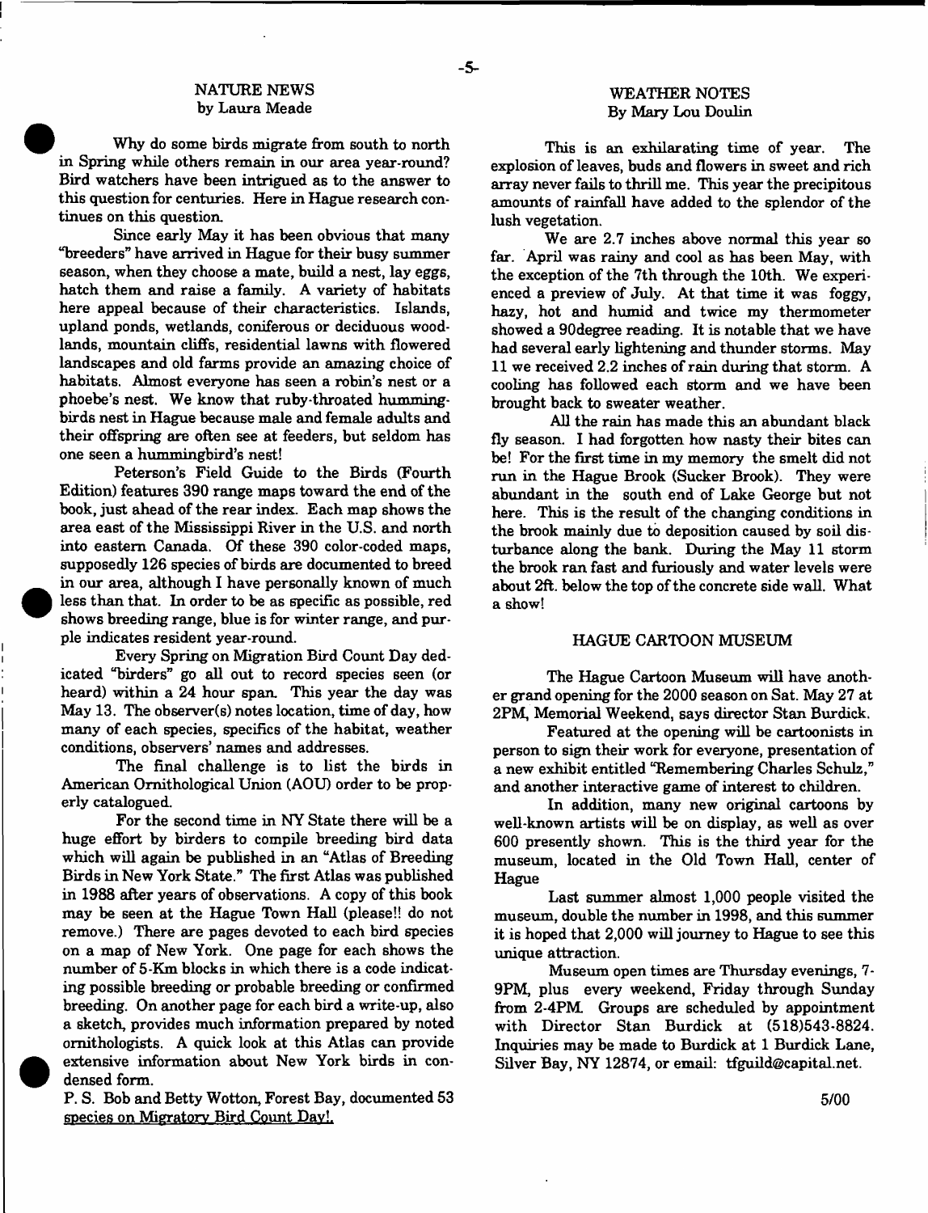## NATURE NEWS
by Laura Meade

Why do some birds migrate from south to north in Spring while others remain in our area year-round? Bird watchers have been intrigued as to the answer to this question for centuries. Here in Hague research continues on this question.

Since early May it has been obvious that many "breeders" have arrived in Hague for their busy summer season, when they choose a mate, build a nest, lay eggs, hatch them and raise a family. A variety of habitats here appeal because of their characteristics. Islands, upland ponds, wetlands, coniferous or deciduous woodlands, mountain cliffs, residential lawns with flowered landscapes and old farms provide an amazing choice of habitats. Almost everyone has seen a robin's nest or a phoebe's nest. We know that ruby-throated hummingbirds nest in Hague because male and female adults and their offspring are often see at feeders, but seldom has one seen a hummingbird's nest!

Peterson's Field Guide to the Birds (Fourth Edition) features 390 range maps toward the end of the book, just ahead of the rear index. Each map shows the area east of the Mississippi River in the U.S. and north into eastern Canada. Of these 390 color-coded maps, supposedly 126 species of birds are documented to breed in our area, although I have personally known of much less than that. In order to be as specific as possible, red shows breeding range, blue is for winter range, and purple indicates resident year-round.

Every Spring on Migration Bird Count Day dedicated "birders" go all out to record species seen (or heard) within a 24 hour span. This year the day was May 13. The observer(s) notes location, time of day, how many of each species, specifics of the habitat, weather conditions, observers' names and addresses.

The final challenge is to list the birds in American Ornithological Union (AOU) order to be properly catalogued.

For the second time in NY State there will be a huge effort by birders to compile breeding bird data which will again be published in an "Atlas of Breeding Birds in New York State." The first Atlas was published in 1988 after years of observations. A copy of this book may be seen at the Hague Town Hall (please!! do not remove.) There are pages devoted to each bird species on a map of New York. One page for each shows the number of 5-Km blocks in which there is a code indicating possible breeding or probable breeding or confirmed breeding. On another page for each bird a write-up, also a sketch, provides much information prepared by noted ornithologists. A quick look at this Atlas can provide extensive information about New York birds in condensed form.

P. S. Bob and Betty Wotton, Forest Bay, documented 53 species on Migratory Bird Count Day!.

## WEATHER NOTES
By Mary Lou Doulin

This is an exhilarating time of year. The explosion of leaves, buds and flowers in sweet and rich array never fails to thrill me. This year the precipitous amounts of rainfall have added to the splendor of the lush vegetation.

We are 2.7 inches above normal this year so far. April was rainy and cool as has been May, with the exception of the 7th through the 10th. We experienced a preview of July. At that time it was foggy, hazy, hot and humid and twice my thermometer showed a 90degree reading. It is notable that we have had several early lightening and thunder storms. May 11 we received 2.2 inches of rain during that storm. A cooling has followed each storm and we have been brought back to sweater weather.

All the rain has made this an abundant black fly season. I had forgotten how nasty their bites can be! For the first time in my memory the smelt did not run in the Hague Brook (Sucker Brook). They were abundant in the south end of Lake George but not here. This is the result of the changing conditions in the brook mainly due to deposition caused by soil disturbance along the bank. During the May 11 storm the brook ran fast and furiously and water levels were about 2ft. below the top of the concrete side wall. What a show!

## HAGUE CARTOON MUSEUM

The Hague Cartoon Museum will have another grand opening for the 2000 season on Sat. May 27 at 2PM, Memorial Weekend, says director Stan Burdick.

Featured at the opening will be cartoonists in person to sign their work for everyone, presentation of a new exhibit entitled "Remembering Charles Schulz," and another interactive game of interest to children.

In addition, many new original cartoons by well-known artists will be on display, as well as over 600 presently shown. This is the third year for the museum, located in the Old Town Hall, center of Hague

Last summer almost 1,000 people visited the museum, double the number in 1998, and this summer it is hoped that 2,000 will journey to Hague to see this unique attraction.

Museum open times are Thursday evenings, 7-9PM, plus every weekend, Friday through Sunday from 2-4PM. Groups are scheduled by appointment with Director Stan Burdick at (518)543-8824. Inquiries may be made to Burdick at 1 Burdick Lane, Silver Bay, NY 12874, or email: tfguild@capital.net.

5/00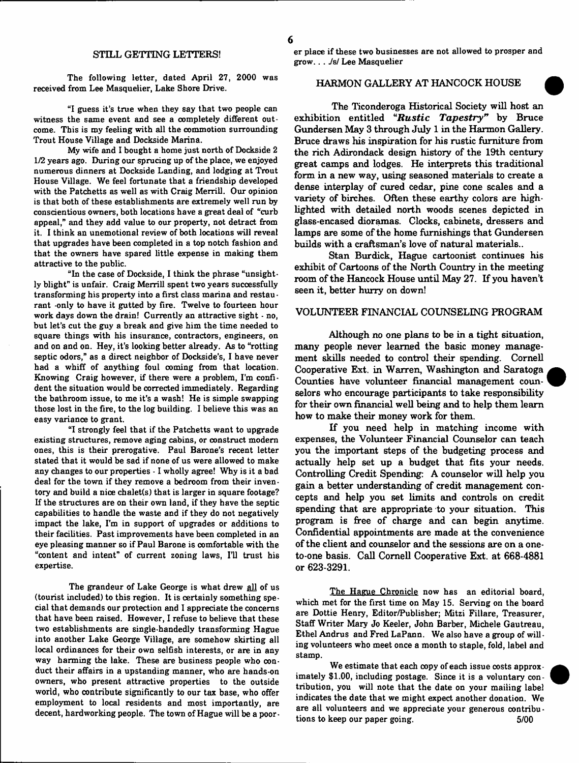## STILL GETTING LETTERS!

The following letter, dated April 27, 2000 was received from Lee Masquelier, Lake Shore Drive.

"I guess it's true when they say that two people can witness the same event and see a completely different outcome. This is my feeling with all the commotion surrounding Trout House Village and Dockside Marina.

My wife and I bought a home just north of Dockside 2 1/2 years ago. During our sprucing up of the place, we enjoyed numerous dinners at Dockside Landing, and lodging at Trout House Village. We feel fortunate that a friendship developed with the Patchetts as well as with Craig Merrill. Our opinion is that both of these establishments are extremely well run by conscientious owners, both locations have a great deal of "curb appeal," and they add value to our property, not detract from it. I think an unemotional review of both locations will reveal that upgrades have been completed in a top notch fashion and that the owners have spared little expense in making them attractive to the public.

"In the case of Dockside, I think the phrase "unsightly blight" is unfair. Craig Merrill spent two years successfully transforming his property into a first class marina and restaurant -only to have it gutted by fire. Twelve to fourteen hour work days down the drain! Currently an attractive sight - no, but let's cut the guy a break and give him the time needed to square things with his insurance, contractors, engineers, on and on and on. Hey, it's looking better already. As to "rotting septic odors," as a direct neighbor of Dockside's, I have never had a whiff of anything foul coming from that location. Knowing Craig however, if there were a problem, I'm confident the situation would be corrected immediately. Regarding the bathroom issue, to me it's a wash! He is simple swapping those lost in the fire, to the log building. I believe this was an easy variance to grant.

"I strongly feel that if the Patchetts want to upgrade existing structures, remove aging cabins, or construct modern ones, this is their prerogative. Paul Barone's recent letter stated that it would be sad if none of us were allowed to make any changes to our properties - I wholly agree! Why is it a bad deal for the town if they remove a bedroom from their inventory and build a nice chalet(s) that is larger in square footage? If the structures are on their own land, if they have the septic capabilities to handle the waste and if they do not negatively impact the lake, I'm in support of upgrades or additions to their facilities. Past improvements have been completed in an eye pleasing manner so if Paul Barone is comfortable with the "content and intent" of current zoning laws, I'll trust his expertise.

The grandeur of Lake George is what drew all of us (tourist included) to this region. It is certainly something special that demands our protection and I appreciate the concerns that have been raised. However, I refuse to believe that these two establishments are single-handedly transforming Hague into another Lake George Village, are somehow skirting all local ordinances for their own selfish interests, or are in any way harming the lake. These are business people who conduct their affairs in a upstanding manner, who are hands-on owners, who present attractive properties to the outside world, who contribute significantly to our tax base, who offer employment to local residents and most importantly, are decent, hardworking people. The town of Hague will be a poorer place if these two businesses are not allowed to prosper and grow. . . /s/ Lee Masquelier

## HARMON GALLERY AT HANCOCK HOUSE

The Ticonderoga Historical Society will host an exhibition entitled *"Rustic Tapestry"* by Bruce Gundersen May 3 through July 1 in the Harmon Gallery. Bruce draws his inspiration for his rustic furniture from the rich Adirondack design history of the 19th century great camps and lodges. He interprets this traditional form in a new way, using seasoned materials to create a dense interplay of cured cedar, pine cone scales and a variety of birches. Often these earthy colors are highlighted with detailed north woods scenes depicted in glass-encased dioramas. Clocks, cabinets, dressers and lamps are some of the home furnishings that Gundersen builds with a craftsman's love of natural materials..

Stan Burdick, Hague cartoonist continues his exhibit of Cartoons of the North Country in the meeting room of the Hancock House until May 27. If you haven't seen it, better hurry on down!

## VOLUNTEER FINANCIAL COUNSELING PROGRAM

Although no one plans to be in a tight situation, many people never learned the basic money management skills needed to control their spending. Cornell Cooperative Ext. in Warren, Washington and Saratoga Counties have volunteer financial management counselors who encourage participants to take responsibility for their own financial well being and to help them learn how to make their money work for them.

If you need help in matching income with expenses, the Volunteer Financial Counselor can teach you the important steps of the budgeting process and actually help set up a budget that fits your needs. Controlling Credit Spending: A counselor will help you gain a better understanding of credit management concepts and help you set limits and controls on credit spending that are appropriate to your situation. This program is free of charge and can begin anytime. Confidential appointments are made at the convenience of the client and counselor and the sessions are on a one-to-one basis. Call Cornell Cooperative Ext. at 668-4881 or 623-3291.

The Hague Chronicle now has an editorial board, which met for the first time on May 15. Serving on the board are Dottie Henry, Editor/Publisher; Mitzi Fillare, Treasurer, Staff Writer Mary Jo Keeler, John Barber, Michele Gautreau, Ethel Andrus and Fred LaPann. We also have a group of willing volunteers who meet once a month to staple, fold, label and stamp.

We estimate that each copy of each issue costs approximately $1.00, including postage. Since it is a voluntary contribution, you will note that the date on your mailing label indicates the date that we might expect another donation. We are all volunteers and we appreciate your generous contributions to keep our paper going. 5/00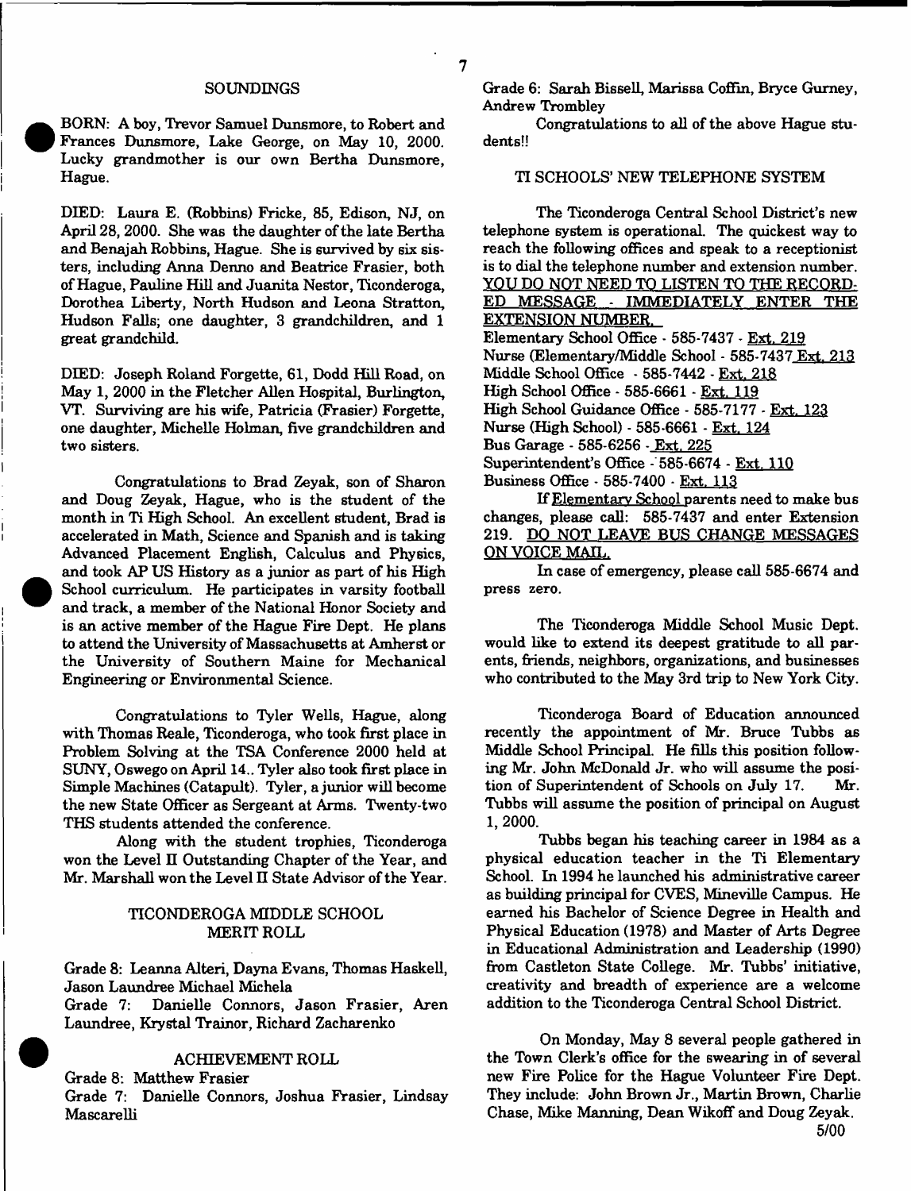## SOUNDINGS

BORN: A boy, Trevor Samuel Dunsmore, to Robert and Frances Dunsmore, Lake George, on May 10, 2000. Lucky grandmother is our own Bertha Dunsmore, Hague.

DIED: Laura E. (Robbins) Fricke, 85, Edison, NJ, on April 28, 2000. She was the daughter of the late Bertha and Benajah Robbins, Hague. She is survived by six sisters, including Anna Denno and Beatrice Frasier, both of Hague, Pauline Hill and Juanita Nestor, Ticonderoga, Dorothea Liberty, North Hudson and Leona Stratton, Hudson Falls; one daughter, 3 grandchildren, and 1 great grandchild.

DIED: Joseph Roland Forgette, 61, Dodd Hill Road, on May 1, 2000 in the Fletcher Allen Hospital, Burlington, VT. Surviving are his wife, Patricia (Frasier) Forgette, one daughter, Michelle Holman, five grandchildren and two sisters.

Congratulations to Brad Zeyak, son of Sharon and Doug Zeyak, Hague, who is the student of the month in Ti High School. An excellent student, Brad is accelerated in Math, Science and Spanish and is taking Advanced Placement English, Calculus and Physics, and took AP US History as a junior as part of his High School curriculum. He participates in varsity football and track, a member of the National Honor Society and is an active member of the Hague Fire Dept. He plans to attend the University of Massachusetts at Amherst or the University of Southern Maine for Mechanical Engineering or Environmental Science.

Congratulations to Tyler Wells, Hague, along with Thomas Reale, Ticonderoga, who took first place in Problem Solving at the TSA Conference 2000 held at SUNY, Oswego on April 14.. Tyler also took first place in Simple Machines (Catapult). Tyler, a junior will become the new State Officer as Sergeant at Arms. Twenty-two THS students attended the conference.

Along with the student trophies, Ticonderoga won the Level II Outstanding Chapter of the Year, and Mr. Marshall won the Level II State Advisor of the Year.

### TICONDEROGA MIDDLE SCHOOL MERIT ROLL

Grade 8: Leanna Alteri, Dayna Evans, Thomas Haskell, Jason Laundree Michael Michela

Grade 7: Danielle Connors, Jason Frasier, Aren Laundree, Krystal Trainor, Richard Zacharenko

### ACHIEVEMENT ROLL

Grade 8: Matthew Frasier

Grade 7: Danielle Connors, Joshua Frasier, Lindsay Mascarelli

Grade 6: Sarah Bissell, Marissa Coffin, Bryce Gurney, Andrew Trombley

Congratulations to all of the above Hague students!!

### TI SCHOOLS' NEW TELEPHONE SYSTEM

The Ticonderoga Central School District's new telephone system is operational. The quickest way to reach the following offices and speak to a receptionist is to dial the telephone number and extension number. YOU DO NOT NEED TO LISTEN TO THE RECORDED MESSAGE - IMMEDIATELY ENTER THE EXTENSION NUMBER.

Elementary School Office - 585-7437 - Ext. 219
Nurse (Elementary/Middle School - 585-7437 Ext. 213
Middle School Office - 585-7442 - Ext. 218
High School Office - 585-6661 - Ext. 119
High School Guidance Office - 585-7177 - Ext. 123
Nurse (High School) - 585-6661 - Ext. 124
Bus Garage - 585-6256 - Ext. 225
Superintendent's Office - 585-6674 - Ext. 110
Business Office - 585-7400 - Ext. 113

If Elementary School parents need to make bus changes, please call: 585-7437 and enter Extension 219. DO NOT LEAVE BUS CHANGE MESSAGES ON VOICE MAIL.

In case of emergency, please call 585-6674 and press zero.

The Ticonderoga Middle School Music Dept. would like to extend its deepest gratitude to all parents, friends, neighbors, organizations, and businesses who contributed to the May 3rd trip to New York City.

Ticonderoga Board of Education announced recently the appointment of Mr. Bruce Tubbs as Middle School Principal. He fills this position following Mr. John McDonald Jr. who will assume the position of Superintendent of Schools on July 17. Mr. Tubbs will assume the position of principal on August 1, 2000.

Tubbs began his teaching career in 1984 as a physical education teacher in the Ti Elementary School. In 1994 he launched his administrative career as building principal for CVES, Mineville Campus. He earned his Bachelor of Science Degree in Health and Physical Education (1978) and Master of Arts Degree in Educational Administration and Leadership (1990) from Castleton State College. Mr. Tubbs' initiative, creativity and breadth of experience are a welcome addition to the Ticonderoga Central School District.

On Monday, May 8 several people gathered in the Town Clerk's office for the swearing in of several new Fire Police for the Hague Volunteer Fire Dept. They include: John Brown Jr., Martin Brown, Charlie Chase, Mike Manning, Dean Wikoff and Doug Zeyak.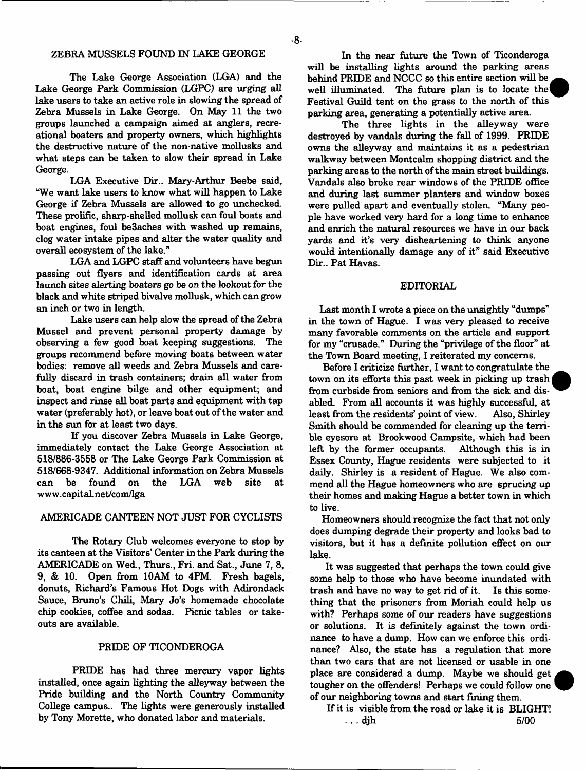## ZEBRA MUSSELS FOUND IN LAKE GEORGE

The Lake George Association (LGA) and the Lake George Park Commission (LGPC) are urging all lake users to take an active role in slowing the spread of Zebra Mussels in Lake George. On May 11 the two groups launched a campaign aimed at anglers, recreational boaters and property owners, which highlights the destructive nature of the non-native mollusks and what steps can be taken to slow their spread in Lake George.

LGA Executive Dir.. Mary-Arthur Beebe said, "We want lake users to know what will happen to Lake George if Zebra Mussels are allowed to go unchecked. These prolific, sharp-shelled mollusk can foul boats and boat engines, foul be3aches with washed up remains, clog water intake pipes and alter the water quality and overall ecosystem of the lake."

LGA and LGPC staff and volunteers have begun passing out flyers and identification cards at area launch sites alerting boaters go be on the lookout for the black and white striped bivalve mollusk, which can grow an inch or two in length.

Lake users can help slow the spread of the Zebra Mussel and prevent personal property damage by observing a few good boat keeping suggestions. The groups recommend before moving boats between water bodies: remove all weeds and Zebra Mussels and carefully discard in trash containers; drain all water from boat, boat engine bilge and other equipment; and inspect and rinse all boat parts and equipment with tap water (preferably hot), or leave boat out of the water and in the sun for at least two days.

If you discover Zebra Mussels in Lake George, immediately contact the Lake George Association at 518/886-3558 or The Lake George Park Commission at 518/668-9347. Additional information on Zebra Mussels can be found on the LGA web site at www.capital.net/com/lga

## AMERICADE CANTEEN NOT JUST FOR CYCLISTS

The Rotary Club welcomes everyone to stop by its canteen at the Visitors' Center in the Park during the AMERICADE on Wed., Thurs., Fri. and Sat., June 7, 8, 9, & 10. Open from 10AM to 4PM. Fresh bagels, donuts, Richard's Famous Hot Dogs with Adirondack Sauce, Bruno's Chili, Mary Jo's homemade chocolate chip cookies, coffee and sodas. Picnic tables or take-outs are available.

## PRIDE OF TICONDEROGA

PRIDE has had three mercury vapor lights installed, once again lighting the alleyway between the Pride building and the North Country Community College campus.. The lights were generously installed by Tony Morette, who donated labor and materials.

In the near future the Town of Ticonderoga will be installing lights around the parking areas behind PRIDE and NCCC so this entire section will be well illuminated. The future plan is to locate the Festival Guild tent on the grass to the north of this parking area, generating a potentially active area.

The three lights in the alleyway were destroyed by vandals during the fall of 1999. PRIDE owns the alleyway and maintains it as a pedestrian walkway between Montcalm shopping district and the parking areas to the north of the main street buildings. Vandals also broke rear windows of the PRIDE office and during last summer planters and window boxes were pulled apart and eventually stolen. "Many people have worked very hard for a long time to enhance and enrich the natural resources we have in our back yards and it's very disheartening to think anyone would intentionally damage any of it" said Executive Dir.. Pat Havas.

## EDITORIAL

Last month I wrote a piece on the unsightly "dumps" in the town of Hague. I was very pleased to receive many favorable comments on the article and support for my "crusade." During the "privilege of the floor" at the Town Board meeting, I reiterated my concerns.

Before I criticize further, I want to congratulate the town on its efforts this past week in picking up trash from curbside from seniors and from the sick and disabled. From all accounts it was highly successful, at least from the residents' point of view. Also, Shirley Smith should be commended for cleaning up the terrible eyesore at Brookwood Campsite, which had been left by the former occupants. Although this is in Essex County, Hague residents were subjected to it daily. Shirley is a resident of Hague. We also commend all the Hague homeowners who are sprucing up their homes and making Hague a better town in which to live.

Homeowners should recognize the fact that not only does dumping degrade their property and looks bad to visitors, but it has a definite pollution effect on our lake.

It was suggested that perhaps the town could give some help to those who have become inundated with trash and have no way to get rid of it. Is this something that the prisoners from Moriah could help us with? Perhaps some of our readers have suggestions or solutions. It is definitely against the town ordinance to have a dump. How can we enforce this ordinance? Also, the state has a regulation that more than two cars that are not licensed or usable in one place are considered a dump. Maybe we should get tougher on the offenders! Perhaps we could follow one of our neighboring towns and start fining them.

If it is visible from the road or lake it is BLIGHT!

. . . djh 5/00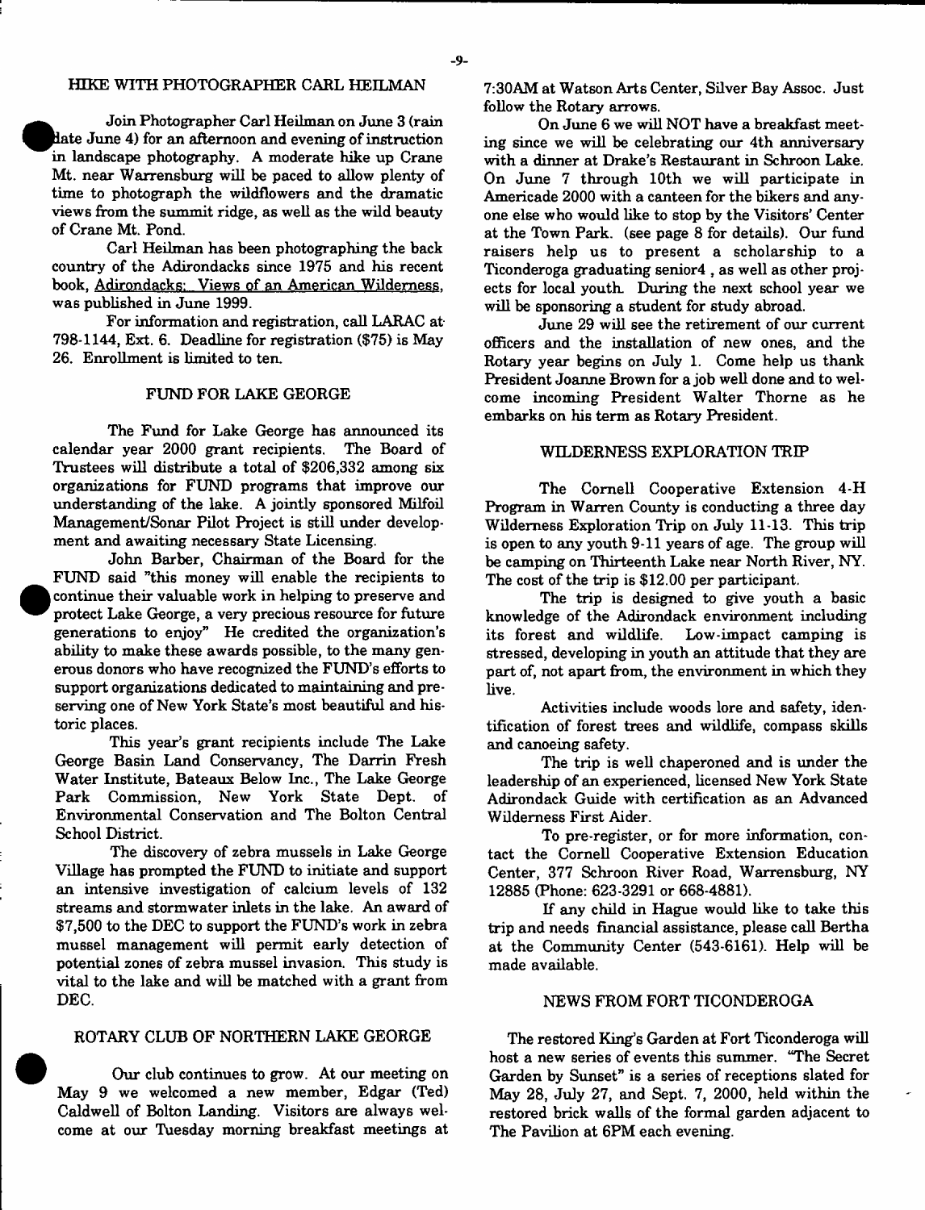## HIKE WITH PHOTOGRAPHER CARL HEILMAN

Join Photographer Carl Heilman on June 3 (rain date June 4) for an afternoon and evening of instruction in landscape photography. A moderate hike up Crane Mt. near Warrensburg will be paced to allow plenty of time to photograph the wildflowers and the dramatic views from the summit ridge, as well as the wild beauty of Crane Mt. Pond.

Carl Heilman has been photographing the back country of the Adirondacks since 1975 and his recent book, Adirondacks: Views of an American Wilderness, was published in June 1999.

For information and registration, call LARAC at 798-1144, Ext. 6. Deadline for registration ($75) is May 26. Enrollment is limited to ten.

## FUND FOR LAKE GEORGE

The Fund for Lake George has announced its calendar year 2000 grant recipients. The Board of Trustees will distribute a total of $206,332 among six organizations for FUND programs that improve our understanding of the lake. A jointly sponsored Milfoil Management/Sonar Pilot Project is still under development and awaiting necessary State Licensing.

John Barber, Chairman of the Board for the FUND said "this money will enable the recipients to continue their valuable work in helping to preserve and protect Lake George, a very precious resource for future generations to enjoy" He credited the organization's ability to make these awards possible, to the many generous donors who have recognized the FUND's efforts to support organizations dedicated to maintaining and preserving one of New York State's most beautiful and historic places.

This year's grant recipients include The Lake George Basin Land Conservancy, The Darrin Fresh Water Institute, Bateaux Below Inc., The Lake George Park Commission, New York State Dept. of Environmental Conservation and The Bolton Central School District.

The discovery of zebra mussels in Lake George Village has prompted the FUND to initiate and support an intensive investigation of calcium levels of 132 streams and stormwater inlets in the lake. An award of $7,500 to the DEC to support the FUND's work in zebra mussel management will permit early detection of potential zones of zebra mussel invasion. This study is vital to the lake and will be matched with a grant from DEC.

## ROTARY CLUB OF NORTHERN LAKE GEORGE

Our club continues to grow. At our meeting on May 9 we welcomed a new member, Edgar (Ted) Caldwell of Bolton Landing. Visitors are always welcome at our Tuesday morning breakfast meetings at 7:30AM at Watson Arts Center, Silver Bay Assoc. Just follow the Rotary arrows.

On June 6 we will NOT have a breakfast meeting since we will be celebrating our 4th anniversary with a dinner at Drake's Restaurant in Schroon Lake. On June 7 through 10th we will participate in Americade 2000 with a canteen for the bikers and anyone else who would like to stop by the Visitors' Center at the Town Park. (see page 8 for details). Our fund raisers help us to present a scholarship to a Ticonderoga graduating senior4 , as well as other projects for local youth. During the next school year we will be sponsoring a student for study abroad.

June 29 will see the retirement of our current officers and the installation of new ones, and the Rotary year begins on July 1. Come help us thank President Joanne Brown for a job well done and to welcome incoming President Walter Thorne as he embarks on his term as Rotary President.

## WILDERNESS EXPLORATION TRIP

The Cornell Cooperative Extension 4-H Program in Warren County is conducting a three day Wilderness Exploration Trip on July 11-13. This trip is open to any youth 9-11 years of age. The group will be camping on Thirteenth Lake near North River, NY. The cost of the trip is $12.00 per participant.

The trip is designed to give youth a basic knowledge of the Adirondack environment including its forest and wildlife. Low-impact camping is stressed, developing in youth an attitude that they are part of, not apart from, the environment in which they live.

Activities include woods lore and safety, identification of forest trees and wildlife, compass skills and canoeing safety.

The trip is well chaperoned and is under the leadership of an experienced, licensed New York State Adirondack Guide with certification as an Advanced Wilderness First Aider.

To pre-register, or for more information, contact the Cornell Cooperative Extension Education Center, 377 Schroon River Road, Warrensburg, NY 12885 (Phone: 623-3291 or 668-4881).

If any child in Hague would like to take this trip and needs financial assistance, please call Bertha at the Community Center (543-6161). Help will be made available.

## NEWS FROM FORT TICONDEROGA

The restored King's Garden at Fort Ticonderoga will host a new series of events this summer. "The Secret Garden by Sunset" is a series of receptions slated for May 28, July 27, and Sept. 7, 2000, held within the restored brick walls of the formal garden adjacent to The Pavilion at 6PM each evening.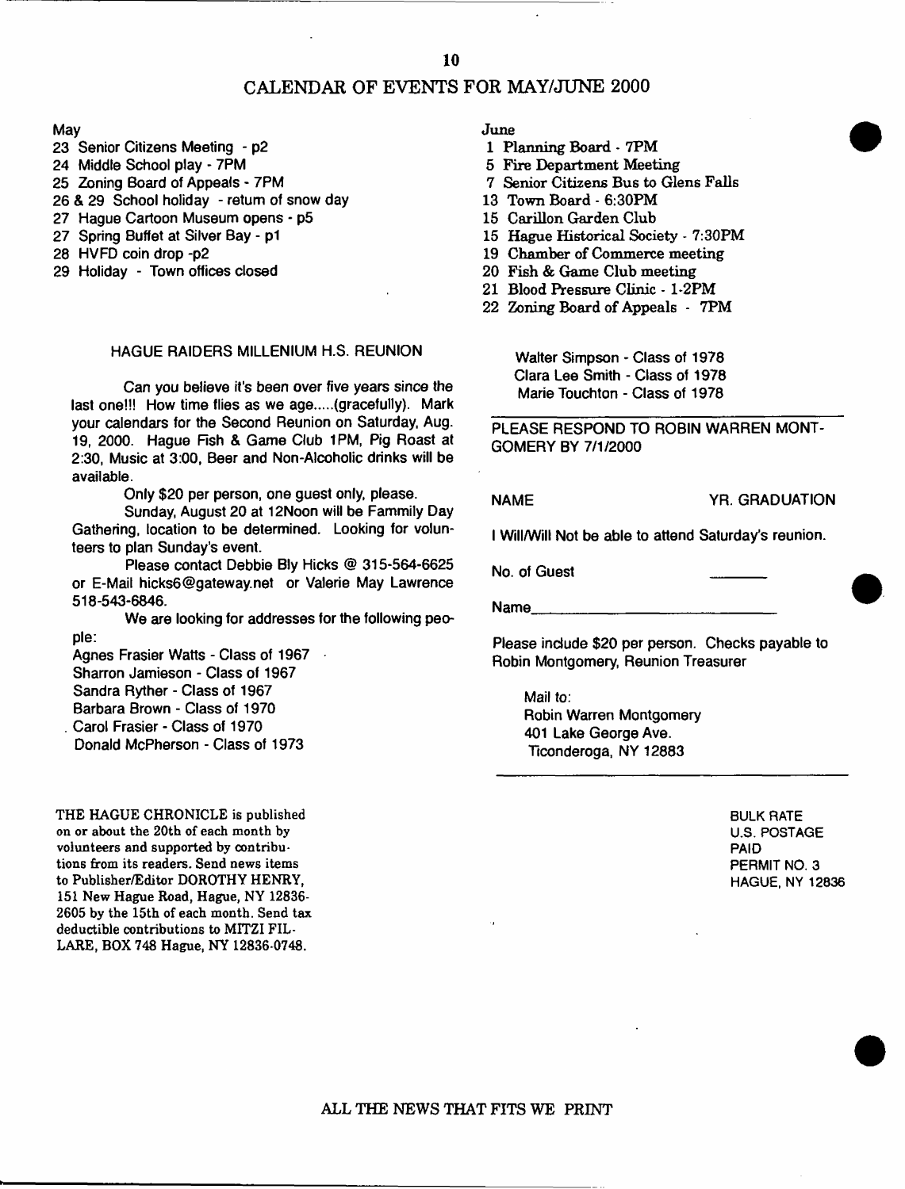# CALENDAR OF EVENTS FOR MAY/JUNE 2000

May

23 Senior Citizens Meeting - p2
24 Middle School play - 7PM
25 Zoning Board of Appeals - 7PM
26 & 29 School holiday - return of snow day
27 Hague Cartoon Museum opens - p5
27 Spring Buffet at Silver Bay - p1
28 HVFD coin drop -p2
29 Holiday - Town offices closed

June

1 Planning Board - 7PM
5 Fire Department Meeting
7 Senior Citizens Bus to Glens Falls
13 Town Board - 6:30PM
15 Carillon Garden Club
15 Hague Historical Society - 7:30PM
19 Chamber of Commerce meeting
20 Fish & Game Club meeting
21 Blood Pressure Clinic - 1-2PM
22 Zoning Board of Appeals - 7PM

## HAGUE RAIDERS MILLENIUM H.S. REUNION

Can you believe it's been over five years since the last one!!! How time flies as we age.....(gracefully). Mark your calendars for the Second Reunion on Saturday, Aug. 19, 2000. Hague Fish & Game Club 1PM, Pig Roast at 2:30, Music at 3:00, Beer and Non-Alcoholic drinks will be available.

Only $20 per person, one guest only, please.

Sunday, August 20 at 12Noon will be Fammily Day Gathering, location to be determined. Looking for volunteers to plan Sunday's event.

Please contact Debbie Bly Hicks @ 315-564-6625 or E-Mail hicks6@gateway.net or Valerie May Lawrence 518-543-6846.

We are looking for addresses for the following people:

Agnes Frasier Watts - Class of 1967
Sharron Jamieson - Class of 1967
Sandra Ryther - Class of 1967
Barbara Brown - Class of 1970
Carol Frasier - Class of 1970
Donald McPherson - Class of 1973
Walter Simpson - Class of 1978
Clara Lee Smith - Class of 1978
Marie Touchton - Class of 1978

---

PLEASE RESPOND TO ROBIN WARREN MONTGOMERY BY 7/1/2000

NAME YR. GRADUATION

I Will/Will Not be able to attend Saturday's reunion.

No. of Guest ______

Name______________________________

Please include $20 per person. Checks payable to Robin Montgomery, Reunion Treasurer

Mail to:
Robin Warren Montgomery
401 Lake George Ave.
Ticonderoga, NY 12883

---

THE HAGUE CHRONICLE is published on or about the 20th of each month by volunteers and supported by contributions from its readers. Send news items to Publisher/Editor DOROTHY HENRY, 151 New Hague Road, Hague, NY 12836-2605 by the 15th of each month. Send tax deductible contributions to MITZI FILLARE, BOX 748 Hague, NY 12836-0748.

BULK RATE
U.S. POSTAGE
PAID
PERMIT NO. 3
HAGUE, NY 12836

ALL THE NEWS THAT FITS WE PRINT